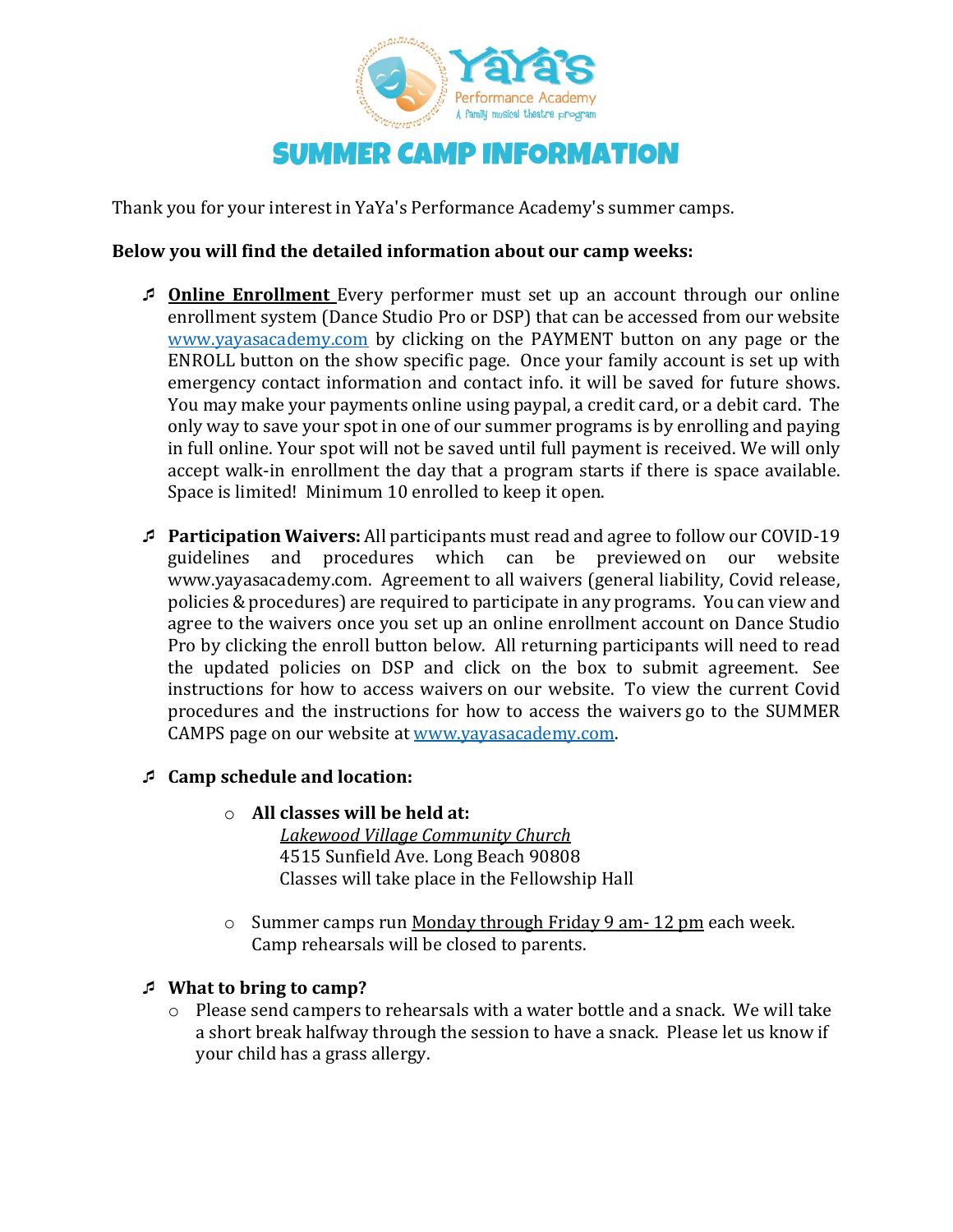# SUMMER CAMP INFORMATION

Thank you for your interest in YaYa's Performance Academy's summer camps.

**Below you will find the detailed information about our camp weeks:**

- **Online Enrollment** Every performer must set up an account through our online enrollment system (Dance Studio Pro or DSP) that can be accessed from our website www.yayasacademy.com by clicking on the PAYMENT button on any page or the ENROLL button on the show specific page. Once your family account is set up with emergency contact information and contact info. it will be saved for future shows. You may make your payments online using paypal, a credit card, or a debit card. The only way to save your spot in one of our summer programs is by enrolling and paying in full online. Your spot will not be saved until full payment is received. We will only accept walk-in enrollment the day that a program starts if there is space available. Space is limited! Minimum 10 enrolled to keep it open.

- **Participation Waivers:** All participants must read and agree to follow our COVID-19 guidelines and procedures which can be previewed on our website www.yayasacademy.com. Agreement to all waivers (general liability, Covid release, policies & procedures) are required to participate in any programs. You can view and agree to the waivers once you set up an online enrollment account on Dance Studio Pro by clicking the enroll button below. All returning participants will need to read the updated policies on DSP and click on the box to submit agreement. See instructions for how to access waivers on our website. To view the current Covid procedures and the instructions for how to access the waivers go to the SUMMER CAMPS page on our website at www.yayasacademy.com.

- **Camp schedule and location:**
  - **All classes will be held at:**
    *Lakewood Village Community Church*
    4515 Sunfield Ave. Long Beach 90808
    Classes will take place in the Fellowship Hall
  - Summer camps run Monday through Friday 9 am- 12 pm each week. Camp rehearsals will be closed to parents.

- **What to bring to camp?**
  - Please send campers to rehearsals with a water bottle and a snack. We will take a short break halfway through the session to have a snack. Please let us know if your child has a grass allergy.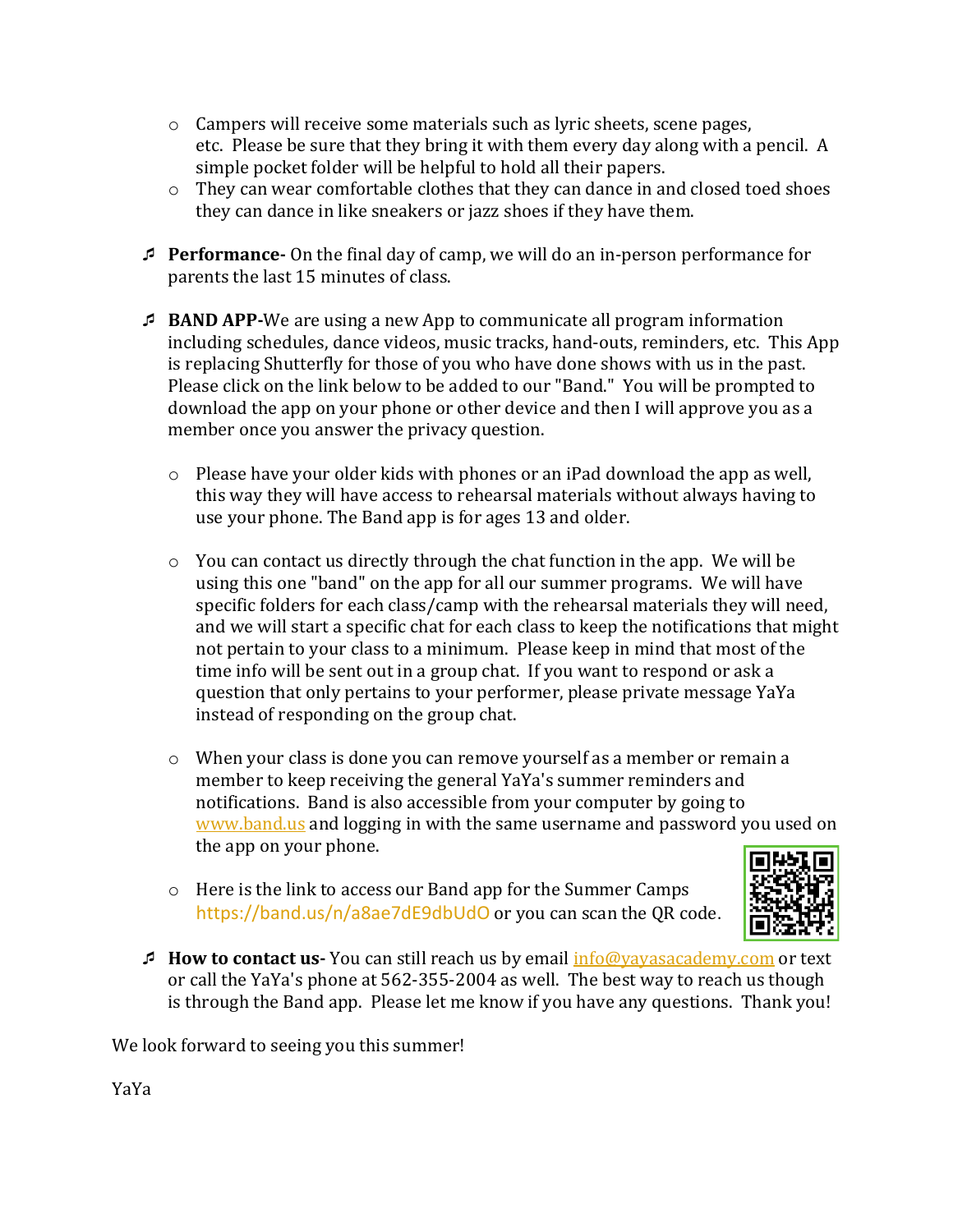- Campers will receive some materials such as lyric sheets, scene pages, etc. Please be sure that they bring it with them every day along with a pencil. A simple pocket folder will be helpful to hold all their papers.
- They can wear comfortable clothes that they can dance in and closed toed shoes they can dance in like sneakers or jazz shoes if they have them.

♫ **Performance-** On the final day of camp, we will do an in-person performance for parents the last 15 minutes of class.

♫ **BAND APP-**We are using a new App to communicate all program information including schedules, dance videos, music tracks, hand-outs, reminders, etc. This App is replacing Shutterfly for those of you who have done shows with us in the past. Please click on the link below to be added to our "Band." You will be prompted to download the app on your phone or other device and then I will approve you as a member once you answer the privacy question.

- Please have your older kids with phones or an iPad download the app as well, this way they will have access to rehearsal materials without always having to use your phone. The Band app is for ages 13 and older.

- You can contact us directly through the chat function in the app. We will be using this one "band" on the app for all our summer programs. We will have specific folders for each class/camp with the rehearsal materials they will need, and we will start a specific chat for each class to keep the notifications that might not pertain to your class to a minimum. Please keep in mind that most of the time info will be sent out in a group chat. If you want to respond or ask a question that only pertains to your performer, please private message YaYa instead of responding on the group chat.

- When your class is done you can remove yourself as a member or remain a member to keep receiving the general YaYa's summer reminders and notifications. Band is also accessible from your computer by going to www.band.us and logging in with the same username and password you used on the app on your phone.

- Here is the link to access our Band app for the Summer Camps https://band.us/n/a8ae7dE9dbUdO or you can scan the QR code.

♫ **How to contact us-** You can still reach us by email info@yayasacademy.com or text or call the YaYa's phone at 562-355-2004 as well. The best way to reach us though is through the Band app. Please let me know if you have any questions. Thank you!

We look forward to seeing you this summer!

YaYa